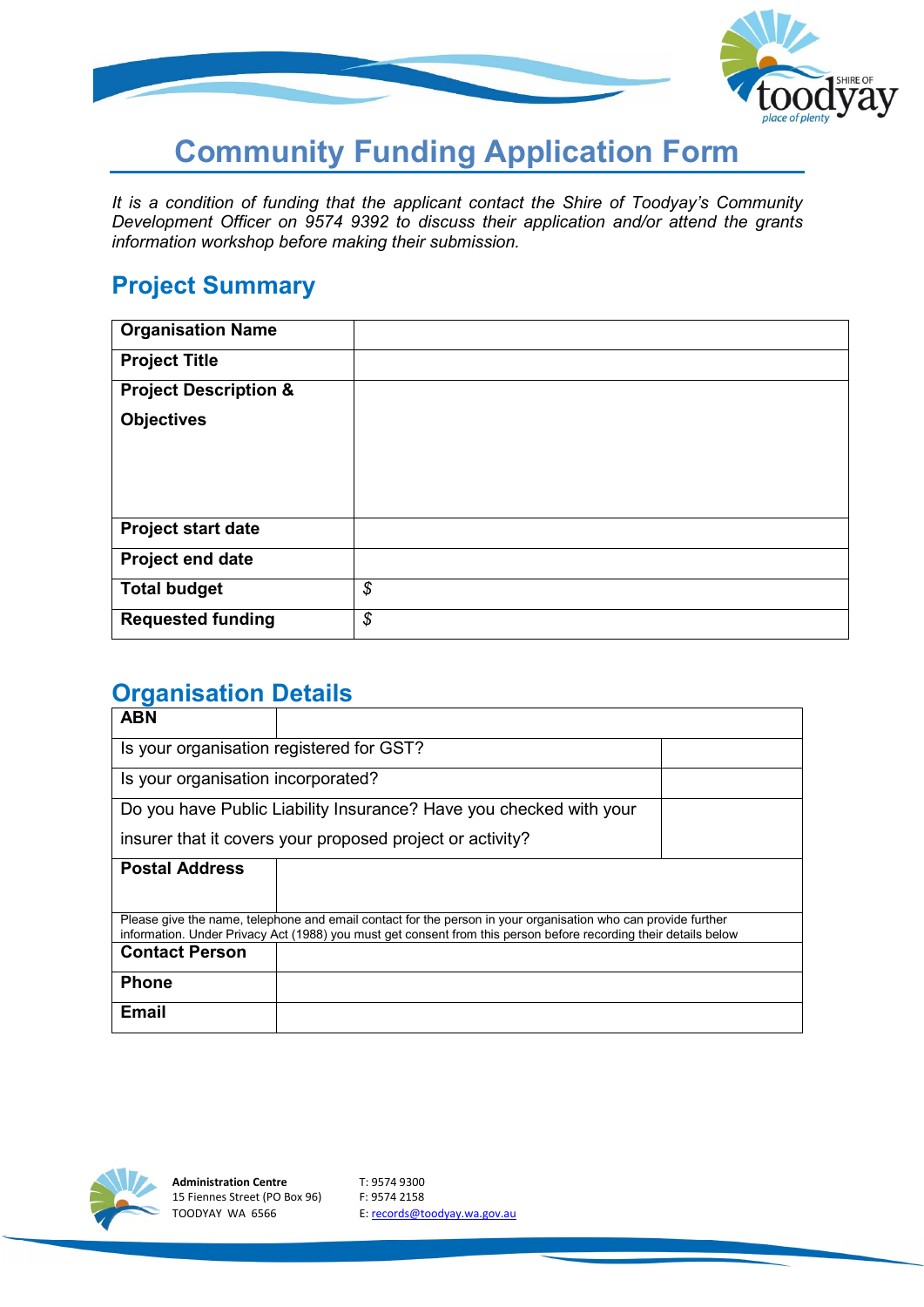# Community Funding Application Form

*It is a condition of funding that the applicant contact the Shire of Toodyay's Community Development Officer on 9574 9392 to discuss their application and/or attend the grants information workshop before making their submission.*

## Project Summary

| **Organisation Name** | |
|---|---|
| **Project Title** | |
| **Project Description & Objectives** | |
| **Project start date** | |
| **Project end date** | |
| **Total budget** | $ |
| **Requested funding** | $ |

## Organisation Details

| **ABN** | |
|---|---|
| Is your organisation registered for GST? | |
| Is your organisation incorporated? | |
| Do you have Public Liability Insurance? Have you checked with your insurer that it covers your proposed project or activity? | |
| **Postal Address** | |

Please give the name, telephone and email contact for the person in your organisation who can provide further information. Under Privacy Act (1988) you must get consent from this person before recording their details below

| **Contact Person** | |
|---|---|
| **Phone** | |
| **Email** | |

**Administration Centre**
15 Fiennes Street (PO Box 96)
TOODYAY WA 6566

T: 9574 9300
F: 9574 2158
E: records@toodyay.wa.gov.au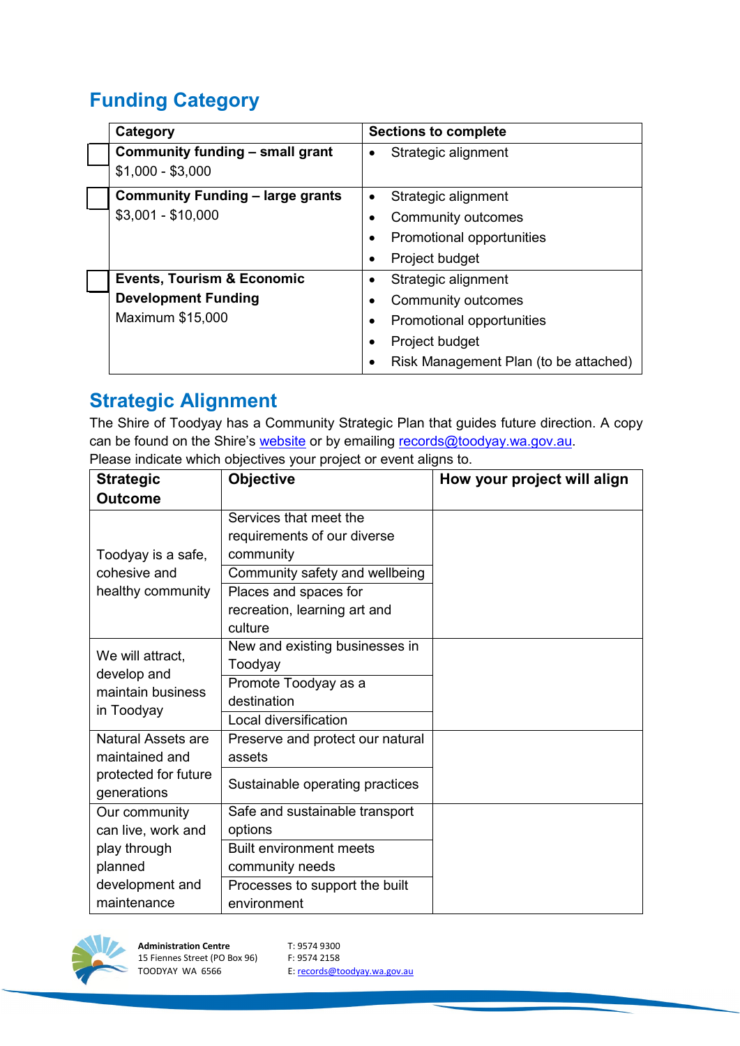## Funding Category

| | Category | Sections to complete |
|---|---|---|
| ☐ | **Community funding – small grant**<br>$1,000 - $3,000 | • Strategic alignment |
| ☐ | **Community Funding – large grants**<br>$3,001 - $10,000 | • Strategic alignment<br>• Community outcomes<br>• Promotional opportunities<br>• Project budget |
| ☐ | **Events, Tourism & Economic Development Funding**<br>Maximum $15,000 | • Strategic alignment<br>• Community outcomes<br>• Promotional opportunities<br>• Project budget<br>• Risk Management Plan (to be attached) |

## Strategic Alignment

The Shire of Toodyay has a Community Strategic Plan that guides future direction. A copy can be found on the Shire's website or by emailing records@toodyay.wa.gov.au.
Please indicate which objectives your project or event aligns to.

| Strategic Outcome | Objective | How your project will align |
|---|---|---|
| Toodyay is a safe, cohesive and healthy community | Services that meet the requirements of our diverse community | |
| | Community safety and wellbeing | |
| | Places and spaces for recreation, learning art and culture | |
| We will attract, develop and maintain business in Toodyay | New and existing businesses in Toodyay | |
| | Promote Toodyay as a destination | |
| | Local diversification | |
| Natural Assets are maintained and protected for future generations | Preserve and protect our natural assets | |
| | Sustainable operating practices | |
| Our community can live, work and play through planned development and maintenance | Safe and sustainable transport options | |
| | Built environment meets community needs | |
| | Processes to support the built environment | |

**Administration Centre**
15 Fiennes Street (PO Box 96)
TOODYAY WA 6566

T: 9574 9300
F: 9574 2158
E: records@toodyay.wa.gov.au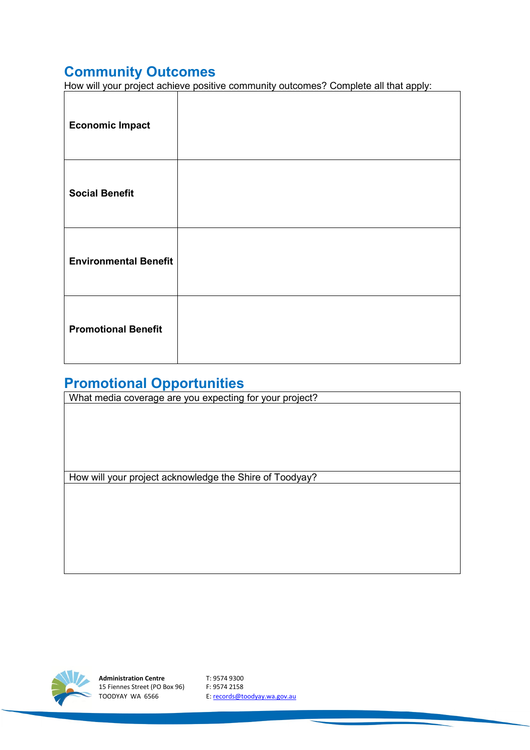## Community Outcomes

How will your project achieve positive community outcomes? Complete all that apply:

| | |
|---|---|
| **Economic Impact** | |
| **Social Benefit** | |
| **Environmental Benefit** | |
| **Promotional Benefit** | |

## Promotional Opportunities

| What media coverage are you expecting for your project? |
|---|
| |
| How will your project acknowledge the Shire of Toodyay? |
| |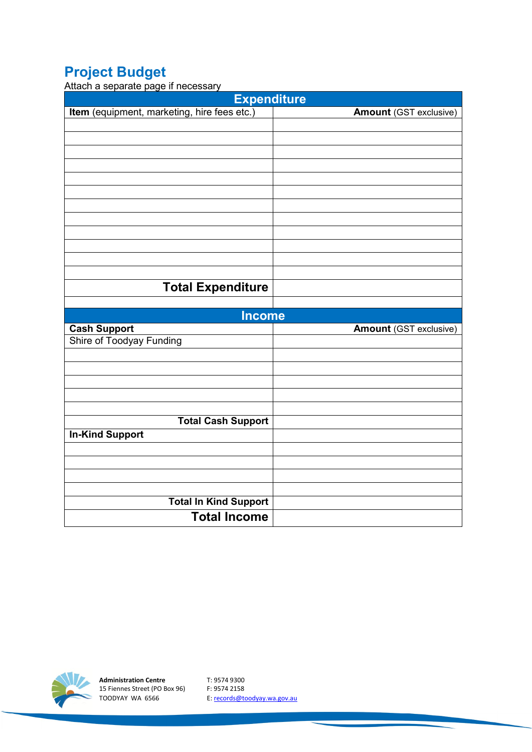## Project Budget

Attach a separate page if necessary

| Expenditure | |
|---|---|
| **Item** (equipment, marketing, hire fees etc.) | **Amount** (GST exclusive) |
| | |
| | |
| | |
| | |
| | |
| | |
| | |
| | |
| | |
| | |
| | |
| | |
| **Total Expenditure** | |
| | |

| Income | |
|---|---|
| **Cash Support** | **Amount** (GST exclusive) |
| Shire of Toodyay Funding | |
| | |
| | |
| | |
| | |
| | |
| **Total Cash Support** | |
| **In-Kind Support** | |
| | |
| | |
| | |
| | |
| **Total In Kind Support** | |
| **Total Income** | |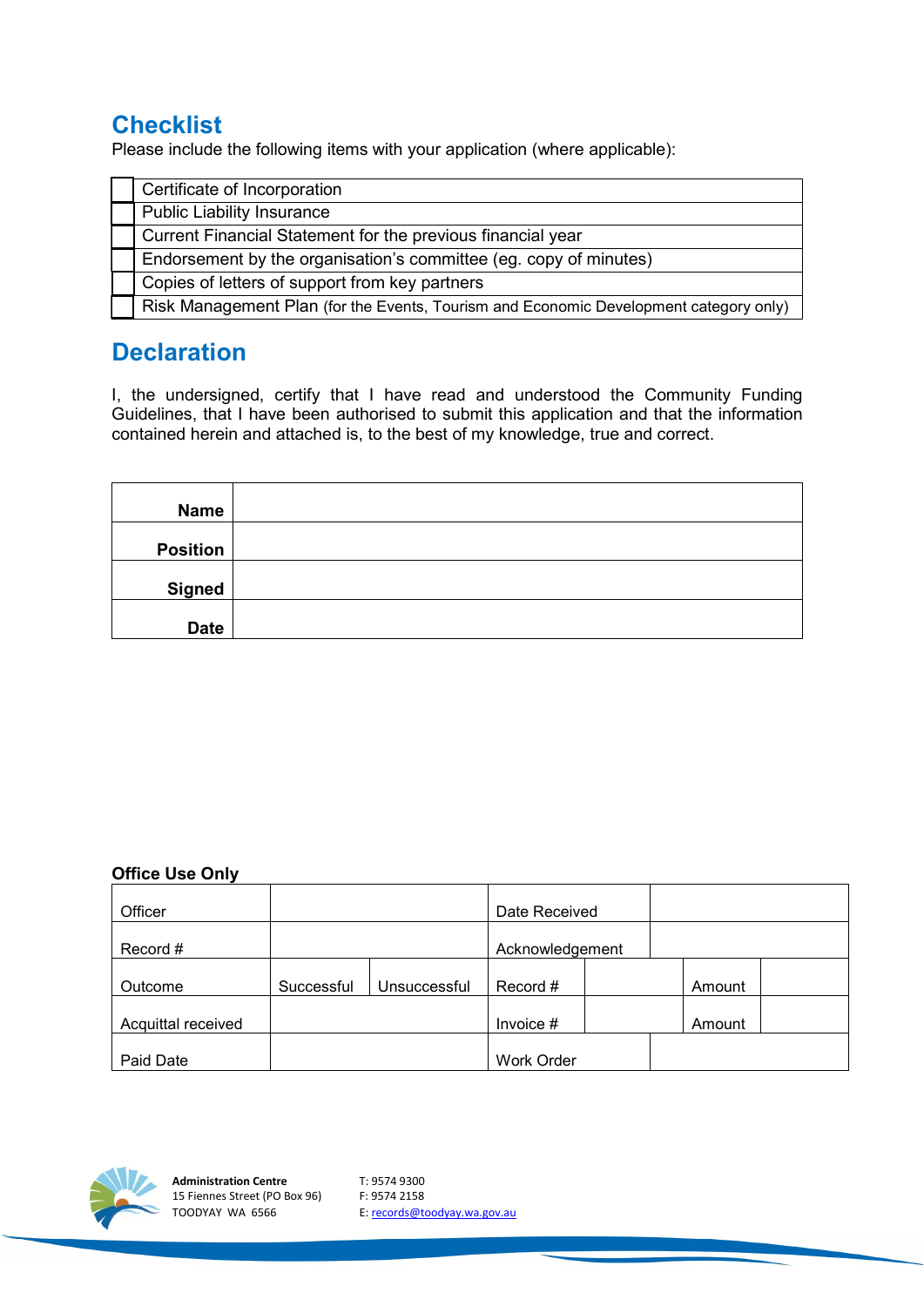## Checklist

Please include the following items with your application (where applicable):

| | |
|---|---|
| ☐ | Certificate of Incorporation |
| ☐ | Public Liability Insurance |
| ☐ | Current Financial Statement for the previous financial year |
| ☐ | Endorsement by the organisation's committee (eg. copy of minutes) |
| ☐ | Copies of letters of support from key partners |
| ☐ | Risk Management Plan (for the Events, Tourism and Economic Development category only) |

## Declaration

I, the undersigned, certify that I have read and understood the Community Funding Guidelines, that I have been authorised to submit this application and that the information contained herein and attached is, to the best of my knowledge, true and correct.

| | |
|---|---|
| **Name** | |
| **Position** | |
| **Signed** | |
| **Date** | |

**Office Use Only**

| | | | | | | |
|---|---|---|---|---|---|---|
| Officer | | | Date Received | | | |
| Record # | | | Acknowledgement | | | |
| Outcome | Successful | Unsuccessful | Record # | | Amount | |
| Acquittal received | | | Invoice # | | Amount | |
| Paid Date | | | Work Order | | | |

**Administration Centre**
15 Fiennes Street (PO Box 96)
TOODYAY WA 6566

T: 9574 9300
F: 9574 2158
E: records@toodyay.wa.gov.au